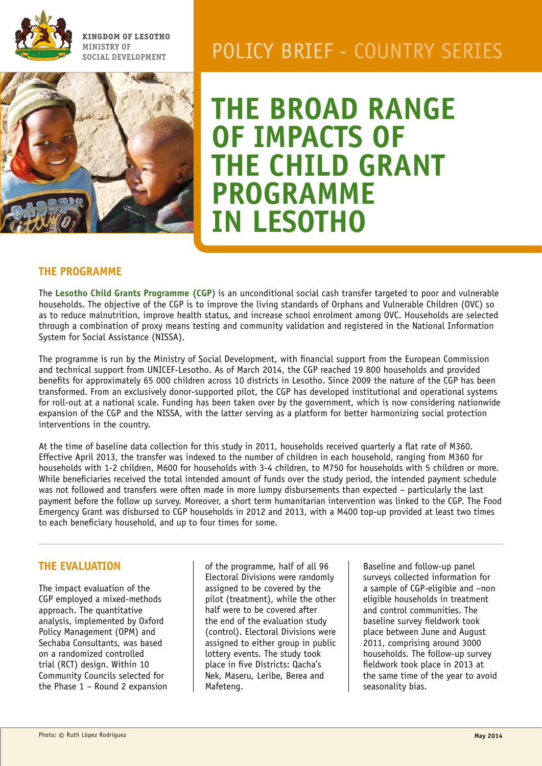KINGDOM OF LESOTHO
MINISTRY OF
SOCIAL DEVELOPMENT

POLICY BRIEF - COUNTRY SERIES

# THE BROAD RANGE OF IMPACTS OF THE CHILD GRANT PROGRAMME IN LESOTHO

## THE PROGRAMME

The **Lesotho Child Grants Programme (CGP)** is an unconditional social cash transfer targeted to poor and vulnerable households. The objective of the CGP is to improve the living standards of Orphans and Vulnerable Children (OVC) so as to reduce malnutrition, improve health status, and increase school enrolment among OVC. Households are selected through a combination of proxy means testing and community validation and registered in the National Information System for Social Assistance (NISSA).

The programme is run by the Ministry of Social Development, with financial support from the European Commission and technical support from UNICEF-Lesotho. As of March 2014, the CGP reached 19 800 households and provided benefits for approximately 65 000 children across 10 districts in Lesotho. Since 2009 the nature of the CGP has been transformed. From an exclusively donor-supported pilot, the CGP has developed institutional and operational systems for roll-out at a national scale. Funding has been taken over by the government, which is now considering nationwide expansion of the CGP and the NISSA, with the latter serving as a platform for better harmonizing social protection interventions in the country.

At the time of baseline data collection for this study in 2011, households received quarterly a flat rate of M360. Effective April 2013, the transfer was indexed to the number of children in each household, ranging from M360 for households with 1-2 children, M600 for households with 3-4 children, to M750 for households with 5 children or more. While beneficiaries received the total intended amount of funds over the study period, the intended payment schedule was not followed and transfers were often made in more lumpy disbursements than expected – particularly the last payment before the follow up survey. Moreover, a short term humanitarian intervention was linked to the CGP. The Food Emergency Grant was disbursed to CGP households in 2012 and 2013, with a M400 top-up provided at least two times to each beneficiary household, and up to four times for some.

## THE EVALUATION

The impact evaluation of the CGP employed a mixed-methods approach. The quantitative analysis, implemented by Oxford Policy Management (OPM) and Sechaba Consultants, was based on a randomized controlled trial (RCT) design. Within 10 Community Councils selected for the Phase 1 – Round 2 expansion of the programme, half of all 96 Electoral Divisions were randomly assigned to be covered by the pilot (treatment), while the other half were to be covered after the end of the evaluation study (control). Electoral Divisions were assigned to either group in public lottery events. The study took place in five Districts: Qacha's Nek, Maseru, Leribe, Berea and Mafeteng.

Baseline and follow-up panel surveys collected information for a sample of CGP-eligible and –non eligible households in treatment and control communities. The baseline survey fieldwork took place between June and August 2011, comprising around 3000 households. The follow-up survey fieldwork took place in 2013 at the same time of the year to avoid seasonality bias.

Photo: © Ruth López Rodríguez

May 2014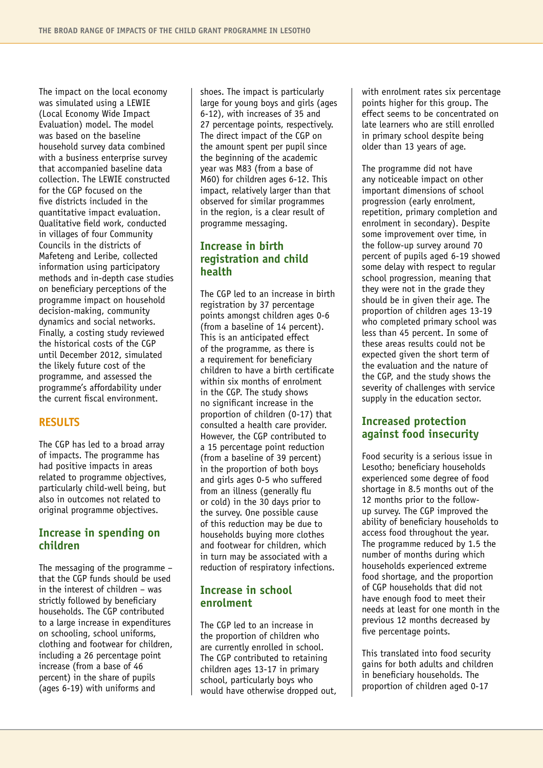The impact on the local economy was simulated using a LEWIE (Local Economy Wide Impact Evaluation) model. The model was based on the baseline household survey data combined with a business enterprise survey that accompanied baseline data collection. The LEWIE constructed for the CGP focused on the five districts included in the quantitative impact evaluation. Qualitative field work, conducted in villages of four Community Councils in the districts of Mafeteng and Leribe, collected information using participatory methods and in-depth case studies on beneficiary perceptions of the programme impact on household decision-making, community dynamics and social networks. Finally, a costing study reviewed the historical costs of the CGP until December 2012, simulated the likely future cost of the programme, and assessed the programme's affordability under the current fiscal environment.

## RESULTS

The CGP has led to a broad array of impacts. The programme has had positive impacts in areas related to programme objectives, particularly child-well being, but also in outcomes not related to original programme objectives.

### Increase in spending on children

The messaging of the programme – that the CGP funds should be used in the interest of children – was strictly followed by beneficiary households. The CGP contributed to a large increase in expenditures on schooling, school uniforms, clothing and footwear for children, including a 26 percentage point increase (from a base of 46 percent) in the share of pupils (ages 6-19) with uniforms and shoes. The impact is particularly large for young boys and girls (ages 6-12), with increases of 35 and 27 percentage points, respectively. The direct impact of the CGP on the amount spent per pupil since the beginning of the academic year was M83 (from a base of M60) for children ages 6-12. This impact, relatively larger than that observed for similar programmes in the region, is a clear result of programme messaging.

### Increase in birth registration and child health

The CGP led to an increase in birth registration by 37 percentage points amongst children ages 0-6 (from a baseline of 14 percent). This is an anticipated effect of the programme, as there is a requirement for beneficiary children to have a birth certificate within six months of enrolment in the CGP. The study shows no significant increase in the proportion of children (0-17) that consulted a health care provider. However, the CGP contributed to a 15 percentage point reduction (from a baseline of 39 percent) in the proportion of both boys and girls ages 0-5 who suffered from an illness (generally flu or cold) in the 30 days prior to the survey. One possible cause of this reduction may be due to households buying more clothes and footwear for children, which in turn may be associated with a reduction of respiratory infections.

### Increase in school enrolment

The CGP led to an increase in the proportion of children who are currently enrolled in school. The CGP contributed to retaining children ages 13-17 in primary school, particularly boys who would have otherwise dropped out, with enrolment rates six percentage points higher for this group. The effect seems to be concentrated on late learners who are still enrolled in primary school despite being older than 13 years of age.

The programme did not have any noticeable impact on other important dimensions of school progression (early enrolment, repetition, primary completion and enrolment in secondary). Despite some improvement over time, in the follow-up survey around 70 percent of pupils aged 6-19 showed some delay with respect to regular school progression, meaning that they were not in the grade they should be in given their age. The proportion of children ages 13-19 who completed primary school was less than 45 percent. In some of these areas results could not be expected given the short term of the evaluation and the nature of the CGP, and the study shows the severity of challenges with service supply in the education sector.

### Increased protection against food insecurity

Food security is a serious issue in Lesotho; beneficiary households experienced some degree of food shortage in 8.5 months out of the 12 months prior to the follow-up survey. The CGP improved the ability of beneficiary households to access food throughout the year. The programme reduced by 1.5 the number of months during which households experienced extreme food shortage, and the proportion of CGP households that did not have enough food to meet their needs at least for one month in the previous 12 months decreased by five percentage points.

This translated into food security gains for both adults and children in beneficiary households. The proportion of children aged 0-17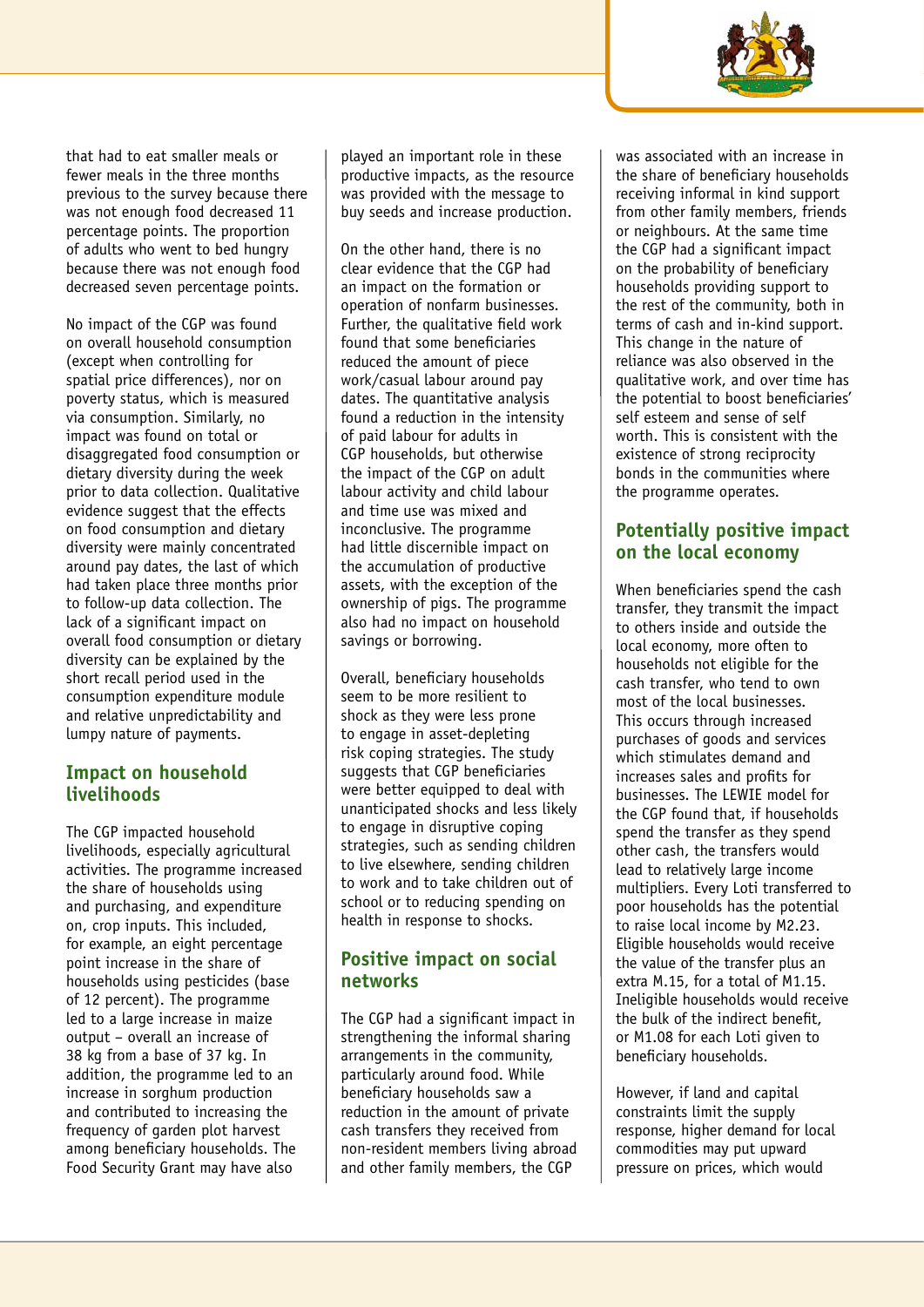that had to eat smaller meals or fewer meals in the three months previous to the survey because there was not enough food decreased 11 percentage points. The proportion of adults who went to bed hungry because there was not enough food decreased seven percentage points.

No impact of the CGP was found on overall household consumption (except when controlling for spatial price differences), nor on poverty status, which is measured via consumption. Similarly, no impact was found on total or disaggregated food consumption or dietary diversity during the week prior to data collection. Qualitative evidence suggest that the effects on food consumption and dietary diversity were mainly concentrated around pay dates, the last of which had taken place three months prior to follow-up data collection. The lack of a significant impact on overall food consumption or dietary diversity can be explained by the short recall period used in the consumption expenditure module and relative unpredictability and lumpy nature of payments.

## Impact on household livelihoods

The CGP impacted household livelihoods, especially agricultural activities. The programme increased the share of households using and purchasing, and expenditure on, crop inputs. This included, for example, an eight percentage point increase in the share of households using pesticides (base of 12 percent). The programme led to a large increase in maize output – overall an increase of 38 kg from a base of 37 kg. In addition, the programme led to an increase in sorghum production and contributed to increasing the frequency of garden plot harvest among beneficiary households. The Food Security Grant may have also played an important role in these productive impacts, as the resource was provided with the message to buy seeds and increase production.

On the other hand, there is no clear evidence that the CGP had an impact on the formation or operation of nonfarm businesses. Further, the qualitative field work found that some beneficiaries reduced the amount of piece work/casual labour around pay dates. The quantitative analysis found a reduction in the intensity of paid labour for adults in CGP households, but otherwise the impact of the CGP on adult labour activity and child labour and time use was mixed and inconclusive. The programme had little discernible impact on the accumulation of productive assets, with the exception of the ownership of pigs. The programme also had no impact on household savings or borrowing.

Overall, beneficiary households seem to be more resilient to shock as they were less prone to engage in asset-depleting risk coping strategies. The study suggests that CGP beneficiaries were better equipped to deal with unanticipated shocks and less likely to engage in disruptive coping strategies, such as sending children to live elsewhere, sending children to work and to take children out of school or to reducing spending on health in response to shocks.

## Positive impact on social networks

The CGP had a significant impact in strengthening the informal sharing arrangements in the community, particularly around food. While beneficiary households saw a reduction in the amount of private cash transfers they received from non-resident members living abroad and other family members, the CGP was associated with an increase in the share of beneficiary households receiving informal in kind support from other family members, friends or neighbours. At the same time the CGP had a significant impact on the probability of beneficiary households providing support to the rest of the community, both in terms of cash and in-kind support. This change in the nature of reliance was also observed in the qualitative work, and over time has the potential to boost beneficiaries' self esteem and sense of self worth. This is consistent with the existence of strong reciprocity bonds in the communities where the programme operates.

## Potentially positive impact on the local economy

When beneficiaries spend the cash transfer, they transmit the impact to others inside and outside the local economy, more often to households not eligible for the cash transfer, who tend to own most of the local businesses. This occurs through increased purchases of goods and services which stimulates demand and increases sales and profits for businesses. The LEWIE model for the CGP found that, if households spend the transfer as they spend other cash, the transfers would lead to relatively large income multipliers. Every Loti transferred to poor households has the potential to raise local income by M2.23. Eligible households would receive the value of the transfer plus an extra M.15, for a total of M1.15. Ineligible households would receive the bulk of the indirect benefit, or M1.08 for each Loti given to beneficiary households.

However, if land and capital constraints limit the supply response, higher demand for local commodities may put upward pressure on prices, which would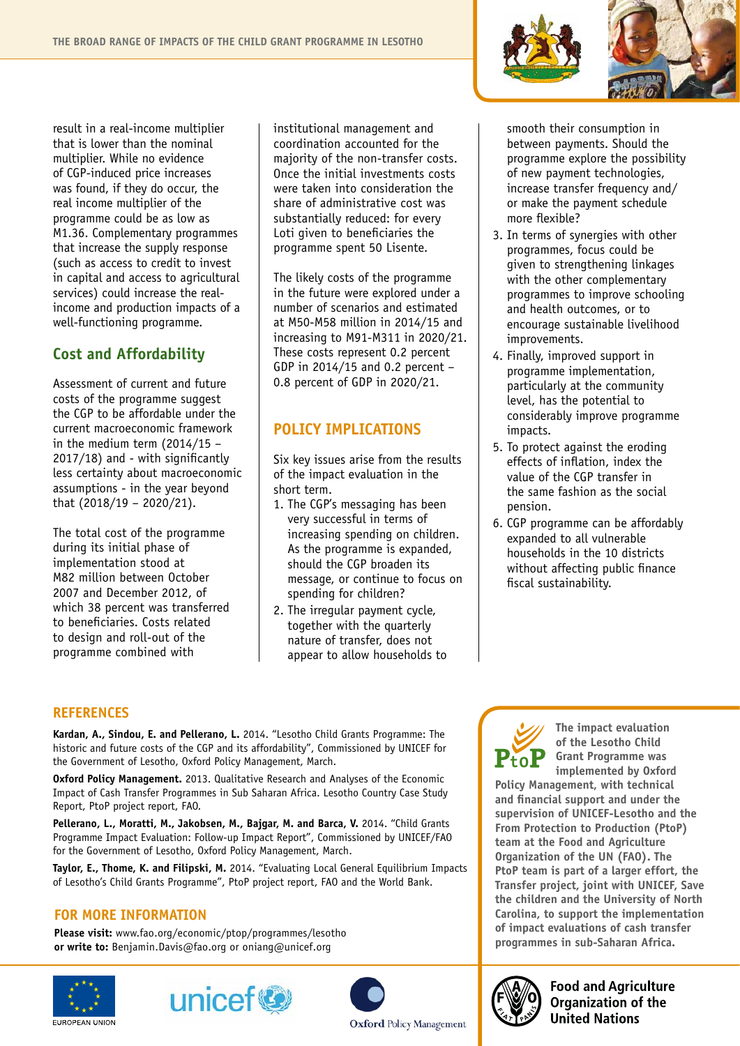result in a real-income multiplier that is lower than the nominal multiplier. While no evidence of CGP-induced price increases was found, if they do occur, the real income multiplier of the programme could be as low as M1.36. Complementary programmes that increase the supply response (such as access to credit to invest in capital and access to agricultural services) could increase the real-income and production impacts of a well-functioning programme.

## Cost and Affordability

Assessment of current and future costs of the programme suggest the CGP to be affordable under the current macroeconomic framework in the medium term (2014/15 – 2017/18) and - with significantly less certainty about macroeconomic assumptions - in the year beyond that (2018/19 – 2020/21).

The total cost of the programme during its initial phase of implementation stood at M82 million between October 2007 and December 2012, of which 38 percent was transferred to beneficiaries. Costs related to design and roll-out of the programme combined with institutional management and coordination accounted for the majority of the non-transfer costs. Once the initial investments costs were taken into consideration the share of administrative cost was substantially reduced: for every Loti given to beneficiaries the programme spent 50 Lisente.

The likely costs of the programme in the future were explored under a number of scenarios and estimated at M50-M58 million in 2014/15 and increasing to M91-M311 in 2020/21. These costs represent 0.2 percent GDP in 2014/15 and 0.2 percent – 0.8 percent of GDP in 2020/21.

## POLICY IMPLICATIONS

Six key issues arise from the results of the impact evaluation in the short term.

1. The CGP's messaging has been very successful in terms of increasing spending on children. As the programme is expanded, should the CGP broaden its message, or continue to focus on spending for children?
2. The irregular payment cycle, together with the quarterly nature of transfer, does not appear to allow households to smooth their consumption in between payments. Should the programme explore the possibility of new payment technologies, increase transfer frequency and/ or make the payment schedule more flexible?
3. In terms of synergies with other programmes, focus could be given to strengthening linkages with the other complementary programmes to improve schooling and health outcomes, or to encourage sustainable livelihood improvements.
4. Finally, improved support in programme implementation, particularly at the community level, has the potential to considerably improve programme impacts.
5. To protect against the eroding effects of inflation, index the value of the CGP transfer in the same fashion as the social pension.
6. CGP programme can be affordably expanded to all vulnerable households in the 10 districts without affecting public finance fiscal sustainability.

## REFERENCES

**Kardan, A., Sindou, E. and Pellerano, L.** 2014. "Lesotho Child Grants Programme: The historic and future costs of the CGP and its affordability", Commissioned by UNICEF for the Government of Lesotho, Oxford Policy Management, March.

**Oxford Policy Management.** 2013. Qualitative Research and Analyses of the Economic Impact of Cash Transfer Programmes in Sub Saharan Africa. Lesotho Country Case Study Report, PtoP project report, FAO.

**Pellerano, L., Moratti, M., Jakobsen, M., Bajgar, M. and Barca, V.** 2014. "Child Grants Programme Impact Evaluation: Follow-up Impact Report", Commissioned by UNICEF/FAO for the Government of Lesotho, Oxford Policy Management, March.

**Taylor, E., Thome, K. and Filipski, M.** 2014. "Evaluating Local General Equilibrium Impacts of Lesotho's Child Grants Programme", PtoP project report, FAO and the World Bank.

## FOR MORE INFORMATION

**Please visit:** www.fao.org/economic/ptop/programmes/lesotho
**or write to:** Benjamin.Davis@fao.org or oniang@unicef.org

**The impact evaluation of the Lesotho Child Grant Programme was implemented by Oxford Policy Management, with technical and financial support and under the supervision of UNICEF-Lesotho and the From Protection to Production (PtoP) team at the Food and Agriculture Organization of the UN (FAO). The PtoP team is part of a larger effort, the Transfer project, joint with UNICEF, Save the children and the University of North Carolina, to support the implementation of impact evaluations of cash transfer programmes in sub-Saharan Africa.**

EUROPEAN UNION

unicef

Oxford Policy Management

Food and Agriculture Organization of the United Nations